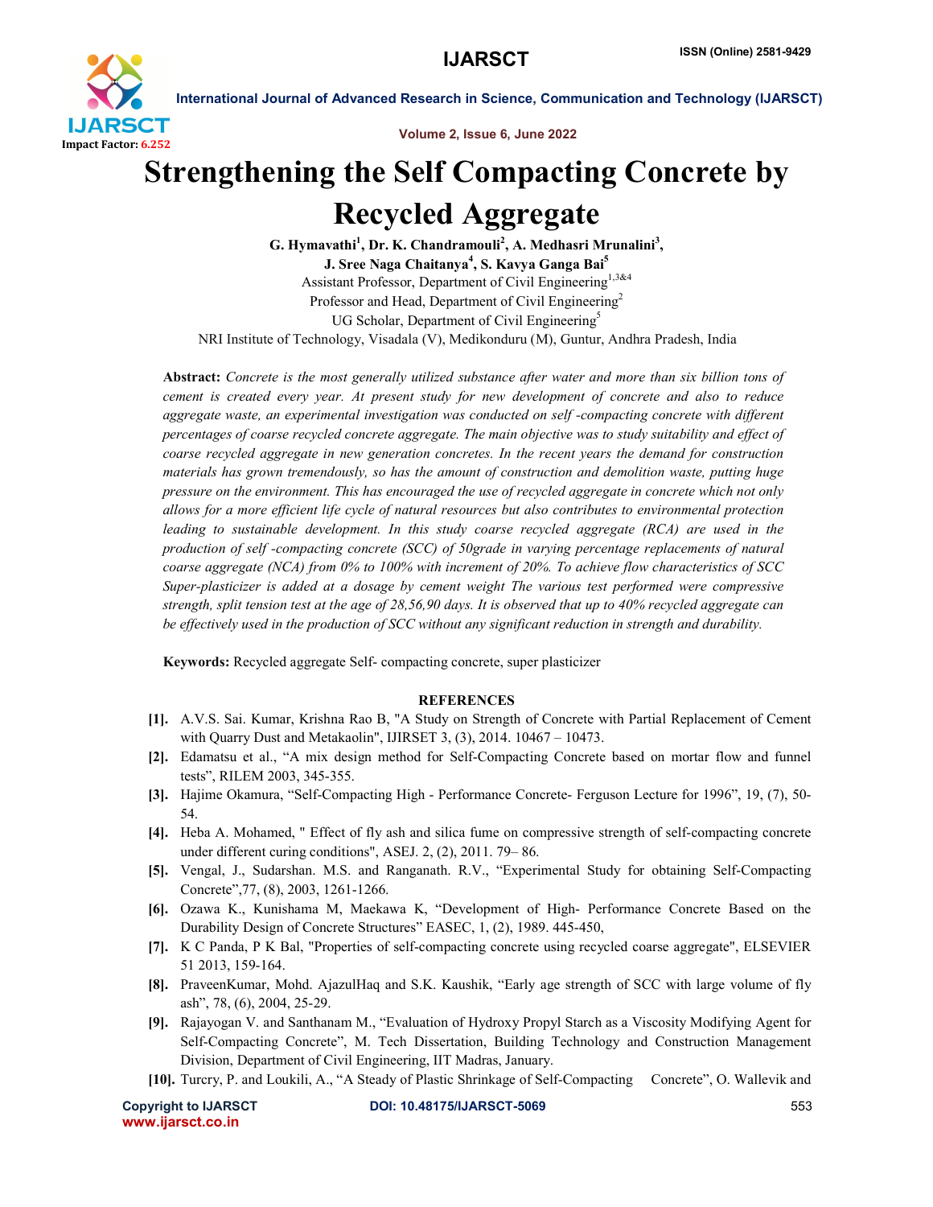# Strengthening the Self Compacting Concrete by Recycled Aggregate

**G. Hymavathi[1], Dr. K. Chandramouli[2], A. Medhasri Mrunalini[3], J. Sree Naga Chaitanya[4], S. Kavya Ganga Bai[5]**

Assistant Professor, Department of Civil Engineering[1,3&4]
Professor and Head, Department of Civil Engineering[2]
UG Scholar, Department of Civil Engineering[5]
NRI Institute of Technology, Visadala (V), Medikonduru (M), Guntur, Andhra Pradesh, India

**Abstract:** *Concrete is the most generally utilized substance after water and more than six billion tons of cement is created every year. At present study for new development of concrete and also to reduce aggregate waste, an experimental investigation was conducted on self -compacting concrete with different percentages of coarse recycled concrete aggregate. The main objective was to study suitability and effect of coarse recycled aggregate in new generation concretes. In the recent years the demand for construction materials has grown tremendously, so has the amount of construction and demolition waste, putting huge pressure on the environment. This has encouraged the use of recycled aggregate in concrete which not only allows for a more efficient life cycle of natural resources but also contributes to environmental protection leading to sustainable development. In this study coarse recycled aggregate (RCA) are used in the production of self -compacting concrete (SCC) of 50grade in varying percentage replacements of natural coarse aggregate (NCA) from 0% to 100% with increment of 20%. To achieve flow characteristics of SCC Super-plasticizer is added at a dosage by cement weight The various test performed were compressive strength, split tension test at the age of 28,56,90 days. It is observed that up to 40% recycled aggregate can be effectively used in the production of SCC without any significant reduction in strength and durability.*

**Keywords:** Recycled aggregate Self- compacting concrete, super plasticizer

## REFERENCES

[1]. A.V.S. Sai. Kumar, Krishna Rao B, "A Study on Strength of Concrete with Partial Replacement of Cement with Quarry Dust and Metakaolin", IJIRSET 3, (3), 2014. 10467 – 10473.

[2]. Edamatsu et al., "A mix design method for Self-Compacting Concrete based on mortar flow and funnel tests", RILEM 2003, 345-355.

[3]. Hajime Okamura, "Self-Compacting High - Performance Concrete- Ferguson Lecture for 1996", 19, (7), 50-54.

[4]. Heba A. Mohamed, " Effect of fly ash and silica fume on compressive strength of self-compacting concrete under different curing conditions", ASEJ. 2, (2), 2011. 79– 86.

[5]. Vengal, J., Sudarshan. M.S. and Ranganath. R.V., "Experimental Study for obtaining Self-Compacting Concrete",77, (8), 2003, 1261-1266.

[6]. Ozawa K., Kunishama M, Maekawa K, "Development of High- Performance Concrete Based on the Durability Design of Concrete Structures" EASEC, 1, (2), 1989. 445-450,

[7]. K C Panda, P K Bal, "Properties of self-compacting concrete using recycled coarse aggregate", ELSEVIER 51 2013, 159-164.

[8]. PraveenKumar, Mohd. AjazulHaq and S.K. Kaushik, "Early age strength of SCC with large volume of fly ash", 78, (6), 2004, 25-29.

[9]. Rajayogan V. and Santhanam M., "Evaluation of Hydroxy Propyl Starch as a Viscosity Modifying Agent for Self-Compacting Concrete", M. Tech Dissertation, Building Technology and Construction Management Division, Department of Civil Engineering, IIT Madras, January.

[10]. Turcry, P. and Loukili, A., "A Steady of Plastic Shrinkage of Self-Compacting Concrete", O. Wallevik and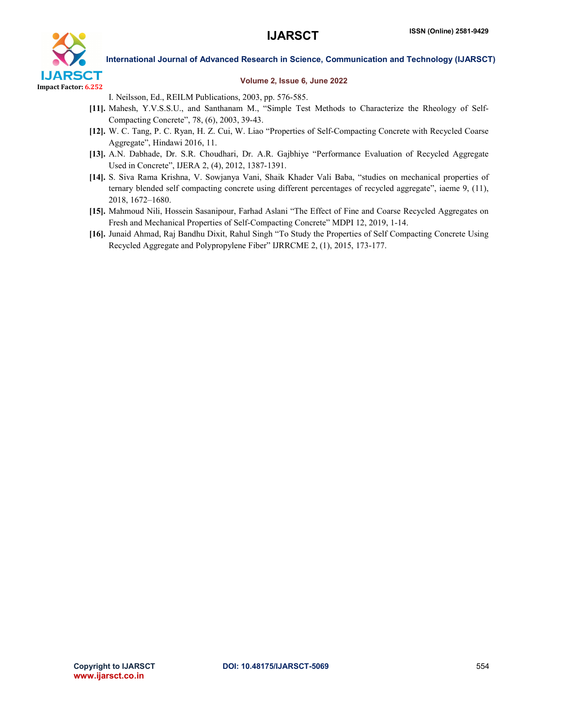I. Neilsson, Ed., REILM Publications, 2003, pp. 576-585.

[11]. Mahesh, Y.V.S.S.U., and Santhanam M., “Simple Test Methods to Characterize the Rheology of Self-Compacting Concrete”, 78, (6), 2003, 39-43.

[12]. W. C. Tang, P. C. Ryan, H. Z. Cui, W. Liao “Properties of Self-Compacting Concrete with Recycled Coarse Aggregate”, Hindawi 2016, 11.

[13]. A.N. Dabhade, Dr. S.R. Choudhari, Dr. A.R. Gajbhiye “Performance Evaluation of Recycled Aggregate Used in Concrete”, IJERA 2, (4), 2012, 1387-1391.

[14]. S. Siva Rama Krishna, V. Sowjanya Vani, Shaik Khader Vali Baba, “studies on mechanical properties of ternary blended self compacting concrete using different percentages of recycled aggregate”, iaeme 9, (11), 2018, 1672–1680.

[15]. Mahmoud Nili, Hossein Sasanipour, Farhad Aslani “The Effect of Fine and Coarse Recycled Aggregates on Fresh and Mechanical Properties of Self-Compacting Concrete” MDPI 12, 2019, 1-14.

[16]. Junaid Ahmad, Raj Bandhu Dixit, Rahul Singh “To Study the Properties of Self Compacting Concrete Using Recycled Aggregate and Polypropylene Fiber” IJRRCME 2, (1), 2015, 173-177.